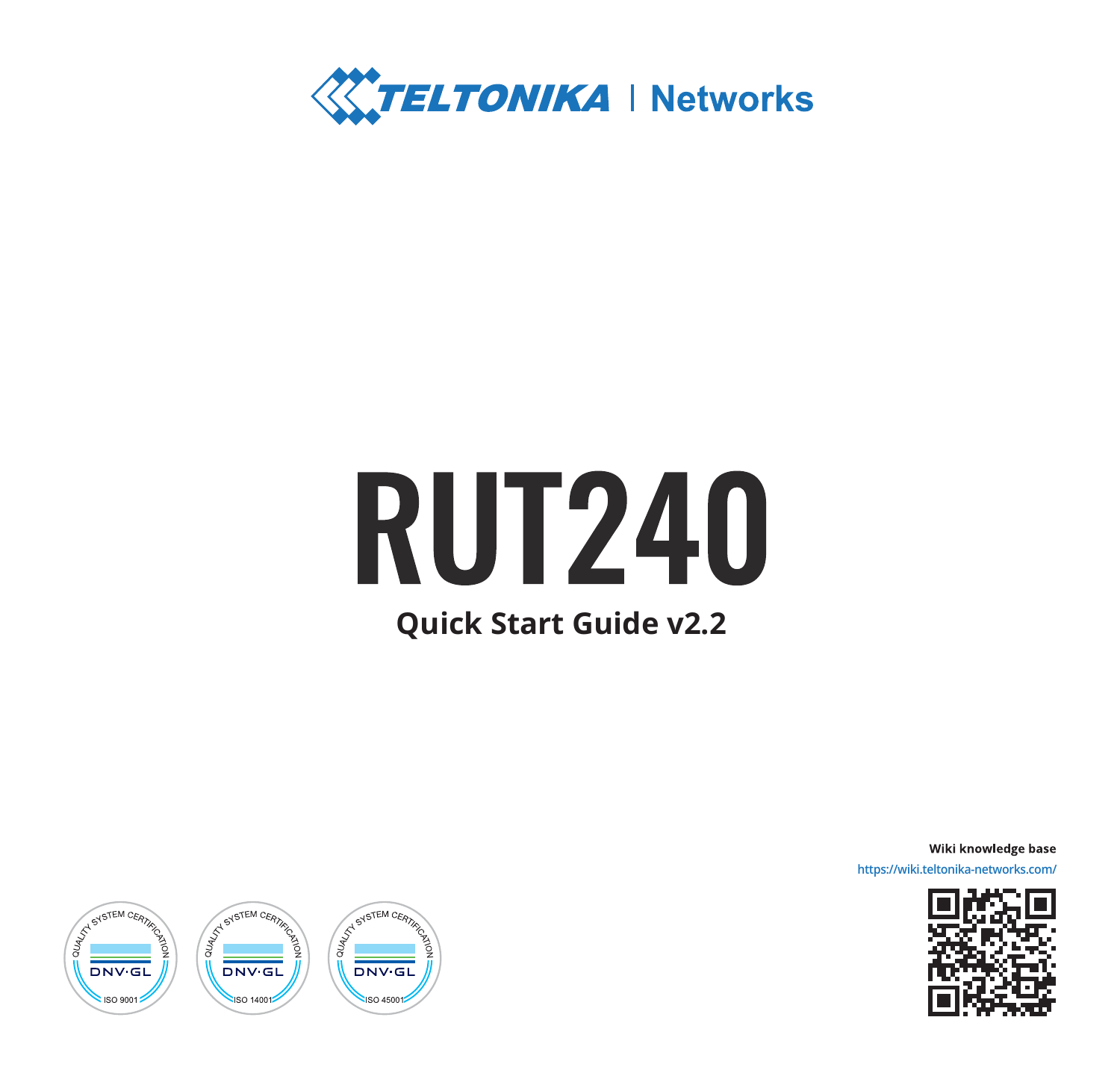TELTONIKA | Networks

# RUT240

## Quick Start Guide v2.2

QUALITY SYSTEM CERTIFICATION DNV·GL ISO 9001

QUALITY SYSTEM CERTIFICATION DNV·GL ISO 14001

QUALITY SYSTEM CERTIFICATION DNV·GL ISO 45001

**Wiki knowledge base**

https://wiki.teltonika-networks.com/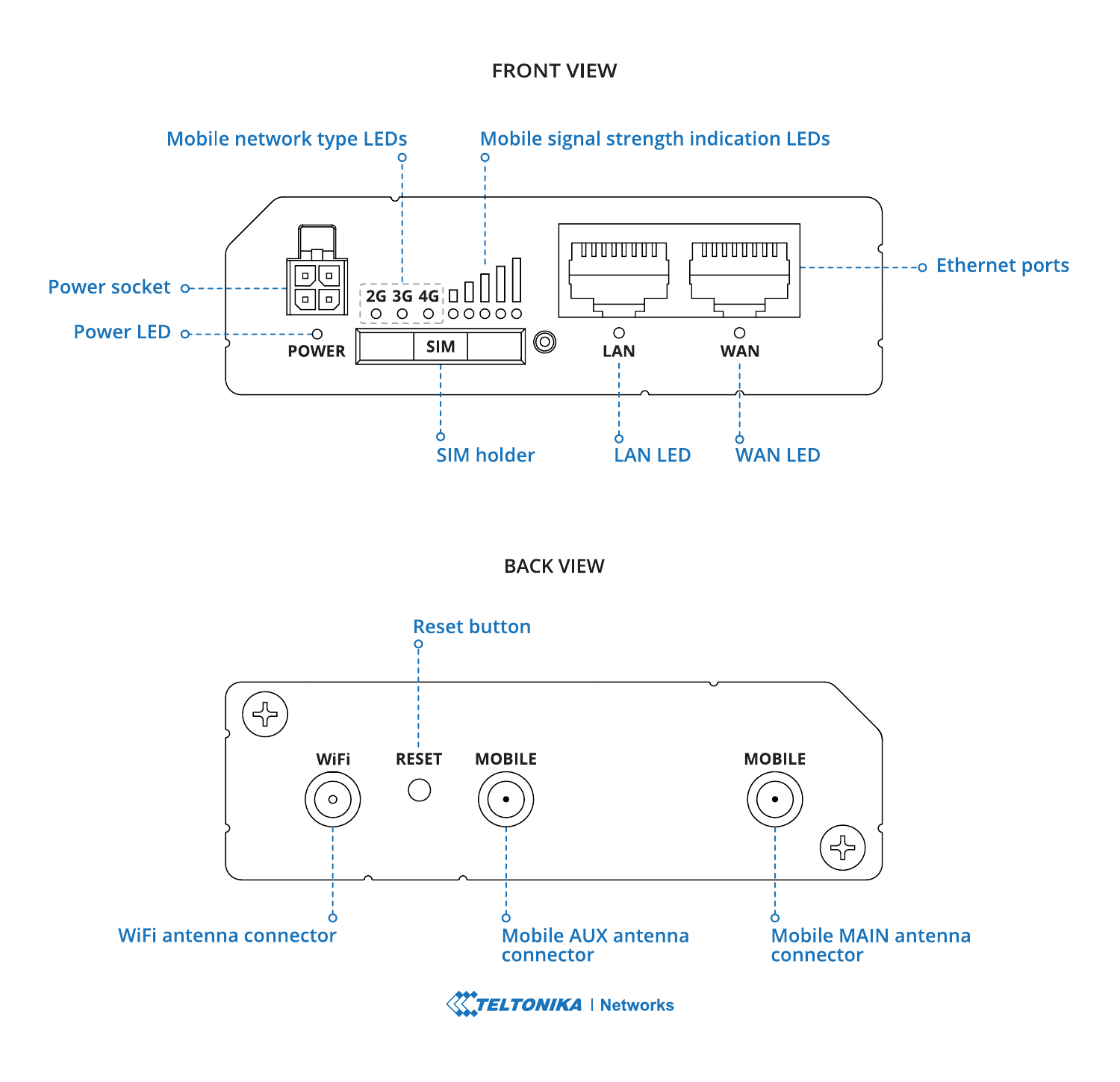## FRONT VIEW

- Mobile network type LEDs
- Mobile signal strength indication LEDs
- Power socket
- Power LED
- Ethernet ports
- SIM holder
- LAN LED
- WAN LED

POWER | 2G 3G 4G | SIM | LAN | WAN

## BACK VIEW

- Reset button
- WiFi antenna connector
- Mobile AUX antenna connector
- Mobile MAIN antenna connector

WiFi | RESET | MOBILE | MOBILE

TELTONIKA | Networks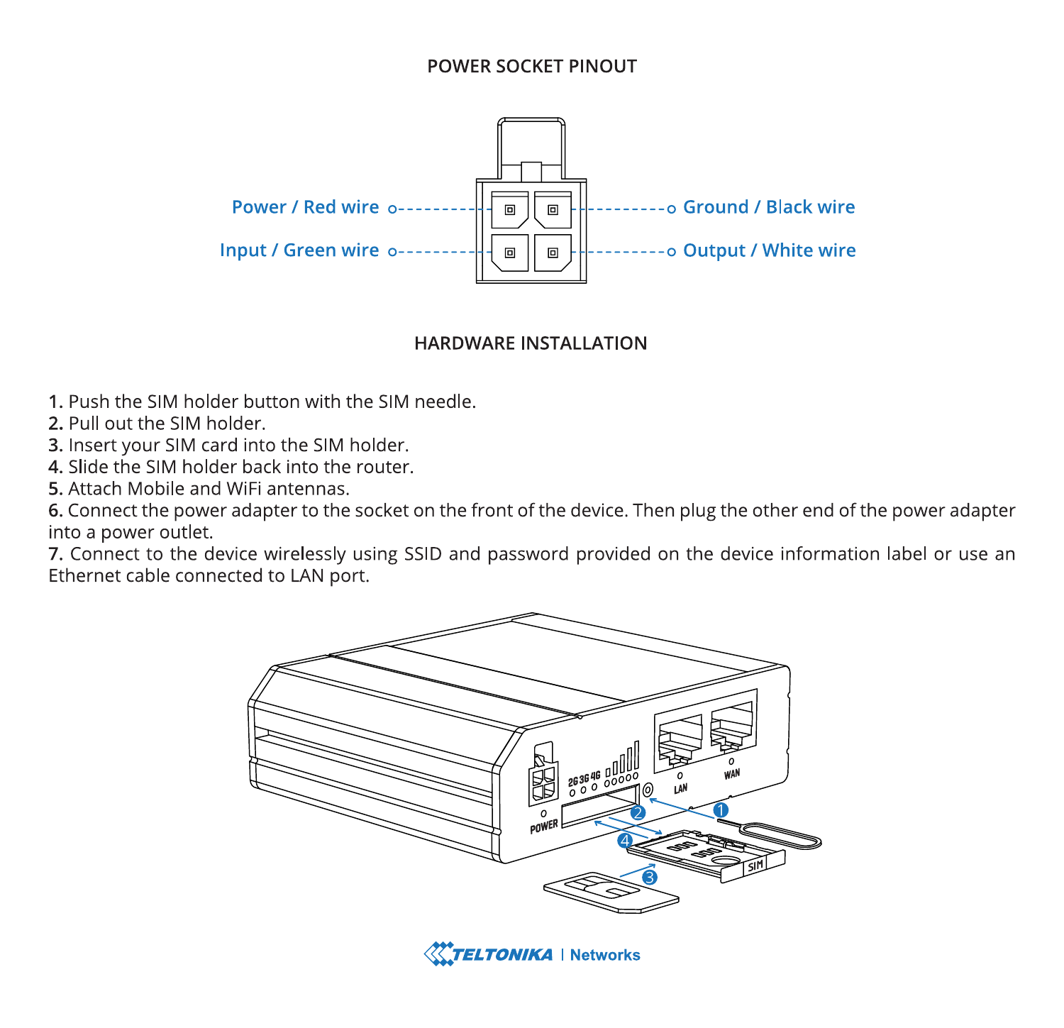## POWER SOCKET PINOUT

Power / Red wire

Ground / Black wire

Input / Green wire

Output / White wire

## HARDWARE INSTALLATION

**1.** Push the SIM holder button with the SIM needle.
**2.** Pull out the SIM holder.
**3.** Insert your SIM card into the SIM holder.
**4.** Slide the SIM holder back into the router.
**5.** Attach Mobile and WiFi antennas.
**6.** Connect the power adapter to the socket on the front of the device. Then plug the other end of the power adapter into a power outlet.
**7.** Connect to the device wirelessly using SSID and password provided on the device information label or use an Ethernet cable connected to LAN port.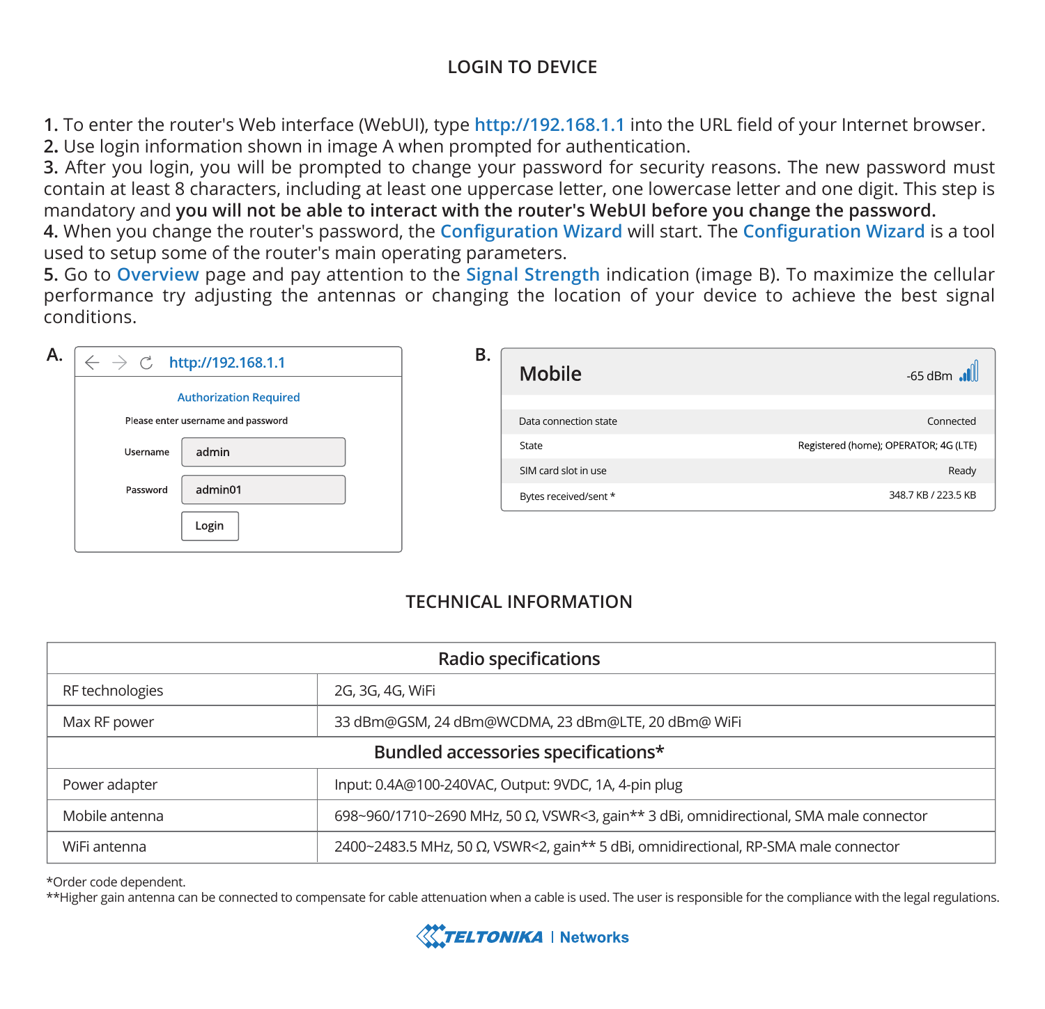## LOGIN TO DEVICE

**1.** To enter the router's Web interface (WebUI), type http://192.168.1.1 into the URL field of your Internet browser.
**2.** Use login information shown in image A when prompted for authentication.
**3.** After you login, you will be prompted to change your password for security reasons. The new password must contain at least 8 characters, including at least one uppercase letter, one lowercase letter and one digit. This step is mandatory and **you will not be able to interact with the router's WebUI before you change the password.**
**4.** When you change the router's password, the Configuration Wizard will start. The Configuration Wizard is a tool used to setup some of the router's main operating parameters.
**5.** Go to Overview page and pay attention to the Signal Strength indication (image B). To maximize the cellular performance try adjusting the antennas or changing the location of your device to achieve the best signal conditions.

**A.**

http://192.168.1.1

Authorization Required

Please enter username and password

Username: admin

Password: admin01

Login

**B.**

| Mobile | -65 dBm |
|---|---|
| Data connection state | Connected |
| State | Registered (home); OPERATOR; 4G (LTE) |
| SIM card slot in use | Ready |
| Bytes received/sent * | 348.7 KB / 223.5 KB |

## TECHNICAL INFORMATION

| Radio specifications | |
|---|---|
| RF technologies | 2G, 3G, 4G, WiFi |
| Max RF power | 33 dBm@GSM, 24 dBm@WCDMA, 23 dBm@LTE, 20 dBm@ WiFi |
| **Bundled accessories specifications*** | |
| Power adapter | Input: 0.4A@100-240VAC, Output: 9VDC, 1A, 4-pin plug |
| Mobile antenna | 698~960/1710~2690 MHz, 50 Ω, VSWR<3, gain** 3 dBi, omnidirectional, SMA male connector |
| WiFi antenna | 2400~2483.5 MHz, 50 Ω, VSWR<2, gain** 5 dBi, omnidirectional, RP-SMA male connector |

*Order code dependent.
**Higher gain antenna can be connected to compensate for cable attenuation when a cable is used. The user is responsible for the compliance with the legal regulations.

TELTONIKA | Networks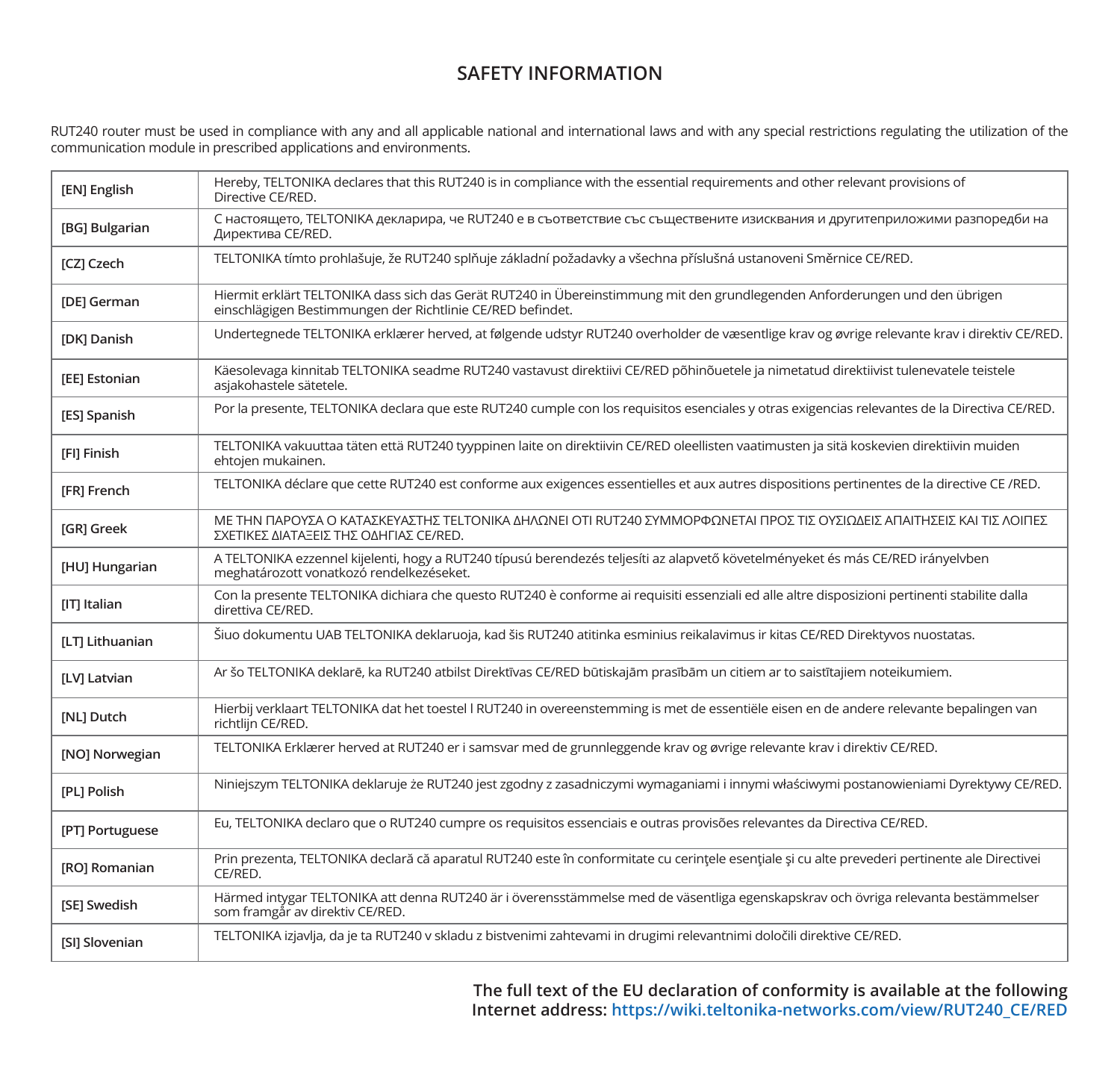# SAFETY INFORMATION

RUT240 router must be used in compliance with any and all applicable national and international laws and with any special restrictions regulating the utilization of the communication module in prescribed applications and environments.

| | |
|---|---|
| [EN] English | Hereby, TELTONIKA declares that this RUT240 is in compliance with the essential requirements and other relevant provisions of Directive CE/RED. |
| [BG] Bulgarian | С настоящето, TELTONIKA декларира, че RUT240 е в съответствие със съществените изисквания и другитеприложими разпоредби на Директива CE/RED. |
| [CZ] Czech | TELTONIKA tímto prohlašuje, že RUT240 splňuje základní požadavky a všechna příslušná ustanoveni Směrnice CE/RED. |
| [DE] German | Hiermit erklärt TELTONIKA dass sich das Gerät RUT240 in Übereinstimmung mit den grundlegenden Anforderungen und den übrigen einschlägigen Bestimmungen der Richtlinie CE/RED befindet. |
| [DK] Danish | Undertegnede TELTONIKA erklærer herved, at følgende udstyr RUT240 overholder de væsentlige krav og øvrige relevante krav i direktiv CE/RED. |
| [EE] Estonian | Käesolevaga kinnitab TELTONIKA seadme RUT240 vastavust direktiivi CE/RED põhinõuetele ja nimetatud direktiivist tulenevatele teistele asjakohastele sätetele. |
| [ES] Spanish | Por la presente, TELTONIKA declara que este RUT240 cumple con los requisitos esenciales y otras exigencias relevantes de la Directiva CE/RED. |
| [FI] Finish | TELTONIKA vakuuttaa täten että RUT240 tyyppinen laite on direktiivin CE/RED oleellisten vaatimusten ja sitä koskevien direktiivin muiden ehtojen mukainen. |
| [FR] French | TELTONIKA déclare que cette RUT240 est conforme aux exigences essentielles et aux autres dispositions pertinentes de la directive CE /RED. |
| [GR] Greek | ΜΕ ΤΗΝ ΠΑΡΟΥΣΑ Ο ΚΑΤΑΣΚΕΥΑΣΤΗΣ TELTONIKA ΔΗΛΩΝΕΙ ΟΤΙ RUT240 ΣΥΜΜΟΡΦΩΝΕΤΑΙ ΠΡΟΣ ΤΙΣ ΟΥΣΙΩΔΕΙΣ ΑΠΑΙΤΗΣΕΙΣ ΚΑΙ ΤΙΣ ΛΟΙΠΕΣ ΣΧΕΤΙΚΕΣ ΔΙΑΤΑΞΕΙΣ ΤΗΣ ΟΔΗΓΙΑΣ CE/RED. |
| [HU] Hungarian | A TELTONIKA ezzennel kijelenti, hogy a RUT240 típusú berendezés teljesíti az alapvető követelményeket és más CE/RED irányelvben meghatározott vonatkozó rendelkezéseket. |
| [IT] Italian | Con la presente TELTONIKA dichiara che questo RUT240 è conforme ai requisiti essenziali ed alle altre disposizioni pertinenti stabilite dalla direttiva CE/RED. |
| [LT] Lithuanian | Šiuo dokumentu UAB TELTONIKA deklaruoja, kad šis RUT240 atitinka esminius reikalavimus ir kitas CE/RED Direktyvos nuostatas. |
| [LV] Latvian | Ar šo TELTONIKA deklarē, ka RUT240 atbilst Direktīvas CE/RED būtiskajām prasībām un citiem ar to saistītajiem noteikumiem. |
| [NL] Dutch | Hierbij verklaart TELTONIKA dat het toestel l RUT240 in overeenstemming is met de essentiële eisen en de andere relevante bepalingen van richtlijn CE/RED. |
| [NO] Norwegian | TELTONIKA Erklærer herved at RUT240 er i samsvar med de grunnleggende krav og øvrige relevante krav i direktiv CE/RED. |
| [PL] Polish | Niniejszym TELTONIKA deklaruje że RUT240 jest zgodny z zasadniczymi wymaganiami i innymi właściwymi postanowieniami Dyrektywy CE/RED. |
| [PT] Portuguese | Eu, TELTONIKA declaro que o RUT240 cumpre os requisitos essenciais e outras provisões relevantes da Directiva CE/RED. |
| [RO] Romanian | Prin prezenta, TELTONIKA declară că aparatul RUT240 este în conformitate cu cerinţele esenţiale şi cu alte prevederi pertinente ale Directivei CE/RED. |
| [SE] Swedish | Härmed intygar TELTONIKA att denna RUT240 är i överensstämmelse med de väsentliga egenskapskrav och övriga relevanta bestämmelser som framgår av direktiv CE/RED. |
| [SI] Slovenian | TELTONIKA izjavlja, da je ta RUT240 v skladu z bistvenimi zahtevami in drugimi relevantnimi določili direktive CE/RED. |

**The full text of the EU declaration of conformity is available at the following Internet address: https://wiki.teltonika-networks.com/view/RUT240_CE/RED**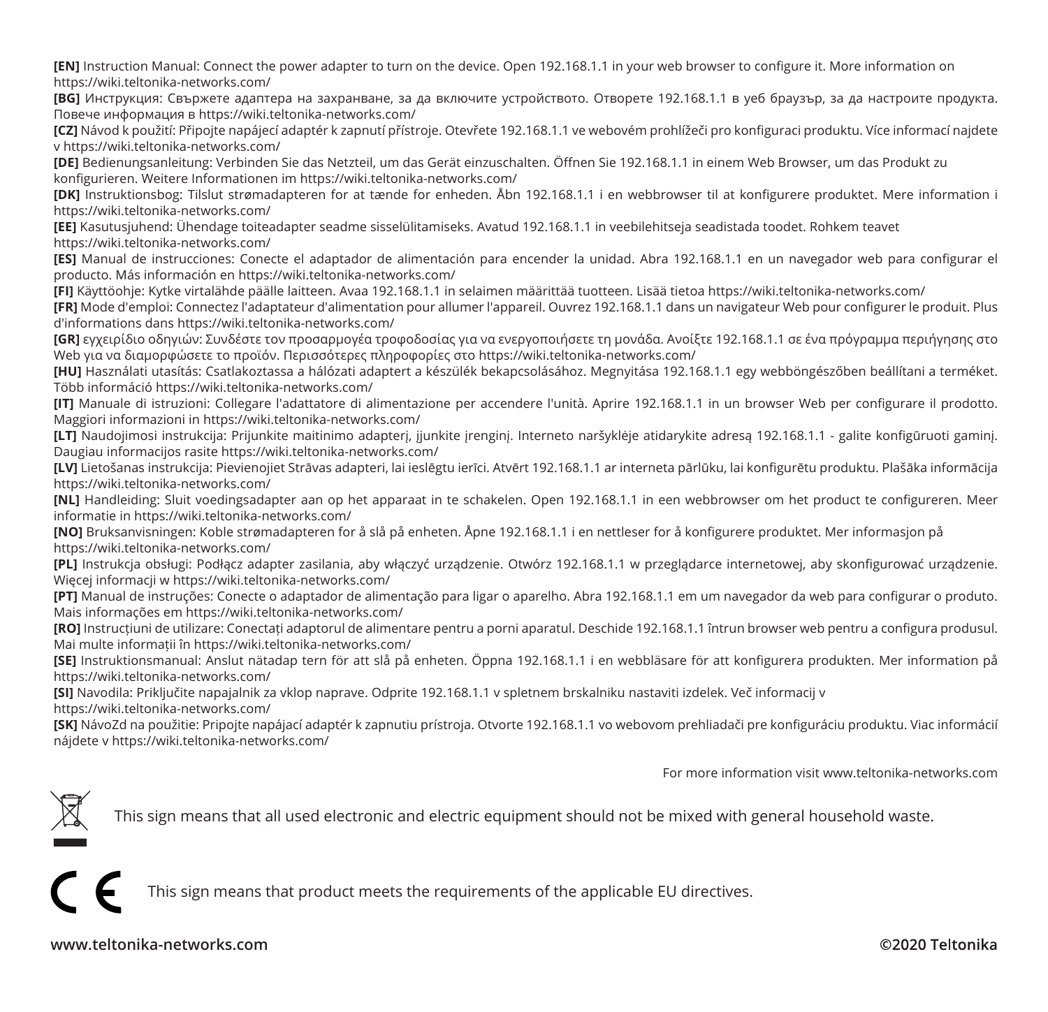**[EN]** Instruction Manual: Connect the power adapter to turn on the device. Open 192.168.1.1 in your web browser to configure it. More information on https://wiki.teltonika-networks.com/

**[BG]** Инструкция: Свържете адаптера на захранване, за да включите устройството. Отворете 192.168.1.1 в уеб браузър, за да настроите продукта. Повече информация в https://wiki.teltonika-networks.com/

**[CZ]** Návod k použití: Připojte napájecí adaptér k zapnutí přístroje. Otevřete 192.168.1.1 ve webovém prohlížeči pro konfiguraci produktu. Více informací najdete v https://wiki.teltonika-networks.com/

**[DE]** Bedienungsanleitung: Verbinden Sie das Netzteil, um das Gerät einzuschalten. Öffnen Sie 192.168.1.1 in einem Web Browser, um das Produkt zu konfigurieren. Weitere Informationen im https://wiki.teltonika-networks.com/

**[DK]** Instruktionsbog: Tilslut strømadapteren for at tænde for enheden. Åbn 192.168.1.1 i en webbrowser til at konfigurere produktet. Mere information i https://wiki.teltonika-networks.com/

**[EE]** Kasutusjuhend: Ühendage toiteadapter seadme sisselülitamiseks. Avatud 192.168.1.1 in veebilehitseja seadistada toodet. Rohkem teavet https://wiki.teltonika-networks.com/

**[ES]** Manual de instrucciones: Conecte el adaptador de alimentación para encender la unidad. Abra 192.168.1.1 en un navegador web para configurar el producto. Más información en https://wiki.teltonika-networks.com/

**[FI]** Käyttöohje: Kytke virtalähde päälle laitteen. Avaa 192.168.1.1 in selaimen määrittää tuotteen. Lisää tietoa https://wiki.teltonika-networks.com/

**[FR]** Mode d'emploi: Connectez l'adaptateur d'alimentation pour allumer l'appareil. Ouvrez 192.168.1.1 dans un navigateur Web pour configurer le produit. Plus d'informations dans https://wiki.teltonika-networks.com/

**[GR]** εγχειρίδιο οδηγιών: Συνδέστε τον προσαρμογέα τροφοδοσίας για να ενεργοποιήσετε τη μονάδα. Ανοίξτε 192.168.1.1 σε ένα πρόγραμμα περιήγησης στο Web για να διαμορφώσετε το προϊόν. Περισσότερες πληροφορίες στο https://wiki.teltonika-networks.com/

**[HU]** Használati utasítás: Csatlakoztassa a hálózati adaptert a készülék bekapcsolásához. Megnyitása 192.168.1.1 egy webböngészőben beállítani a terméket. Több információ https://wiki.teltonika-networks.com/

**[IT]** Manuale di istruzioni: Collegare l'adattatore di alimentazione per accendere l'unità. Aprire 192.168.1.1 in un browser Web per configurare il prodotto. Maggiori informazioni in https://wiki.teltonika-networks.com/

**[LT]** Naudojimosi instrukcija: Prijunkite maitinimo adapterį, įjunkite įrenginį. Interneto naršyklėje atidarykite adresą 192.168.1.1 - galite konfigūruoti gaminį. Daugiau informacijos rasite https://wiki.teltonika-networks.com/

**[LV]** Lietošanas instrukcija: Pievienojiet Strāvas adapteri, lai ieslēgtu ierīci. Atvērt 192.168.1.1 ar interneta pārlūku, lai konfigurētu produktu. Plašāka informācija https://wiki.teltonika-networks.com/

**[NL]** Handleiding: Sluit voedingsadapter aan op het apparaat in te schakelen. Open 192.168.1.1 in een webbrowser om het product te configureren. Meer informatie in https://wiki.teltonika-networks.com/

**[NO]** Bruksanvisningen: Koble strømadapteren for å slå på enheten. Åpne 192.168.1.1 i en nettleser for å konfigurere produktet. Mer informasjon på https://wiki.teltonika-networks.com/

**[PL]** Instrukcja obsługi: Podłącz adapter zasilania, aby włączyć urządzenie. Otwórz 192.168.1.1 w przeglądarce internetowej, aby skonfigurować urządzenie. Więcej informacji w https://wiki.teltonika-networks.com/

**[PT]** Manual de instruções: Conecte o adaptador de alimentação para ligar o aparelho. Abra 192.168.1.1 em um navegador da web para configurar o produto. Mais informações em https://wiki.teltonika-networks.com/

**[RO]** Instrucțiuni de utilizare: Conectați adaptorul de alimentare pentru a porni aparatul. Deschide 192.168.1.1 întrun browser web pentru a configura produsul. Mai multe informații în https://wiki.teltonika-networks.com/

**[SE]** Instruktionsmanual: Anslut nätadap tern för att slå på enheten. Öppna 192.168.1.1 i en webbläsare för att konfigurera produkten. Mer information på https://wiki.teltonika-networks.com/

**[SI]** Navodila: Priključite napajalnik za vklop naprave. Odprite 192.168.1.1 v spletnem brskalniku nastaviti izdelek. Več informacij v https://wiki.teltonika-networks.com/

**[SK]** NávoZd na použitie: Pripojte napájací adaptér k zapnutiu prístroja. Otvorte 192.168.1.1 vo webovom prehliadači pre konfiguráciu produktu. Viac informácií nájdete v https://wiki.teltonika-networks.com/

For more information visit www.teltonika-networks.com

This sign means that all used electronic and electric equipment should not be mixed with general household waste.

This sign means that product meets the requirements of the applicable EU directives.

**www.teltonika-networks.com** **©2020 Teltonika**